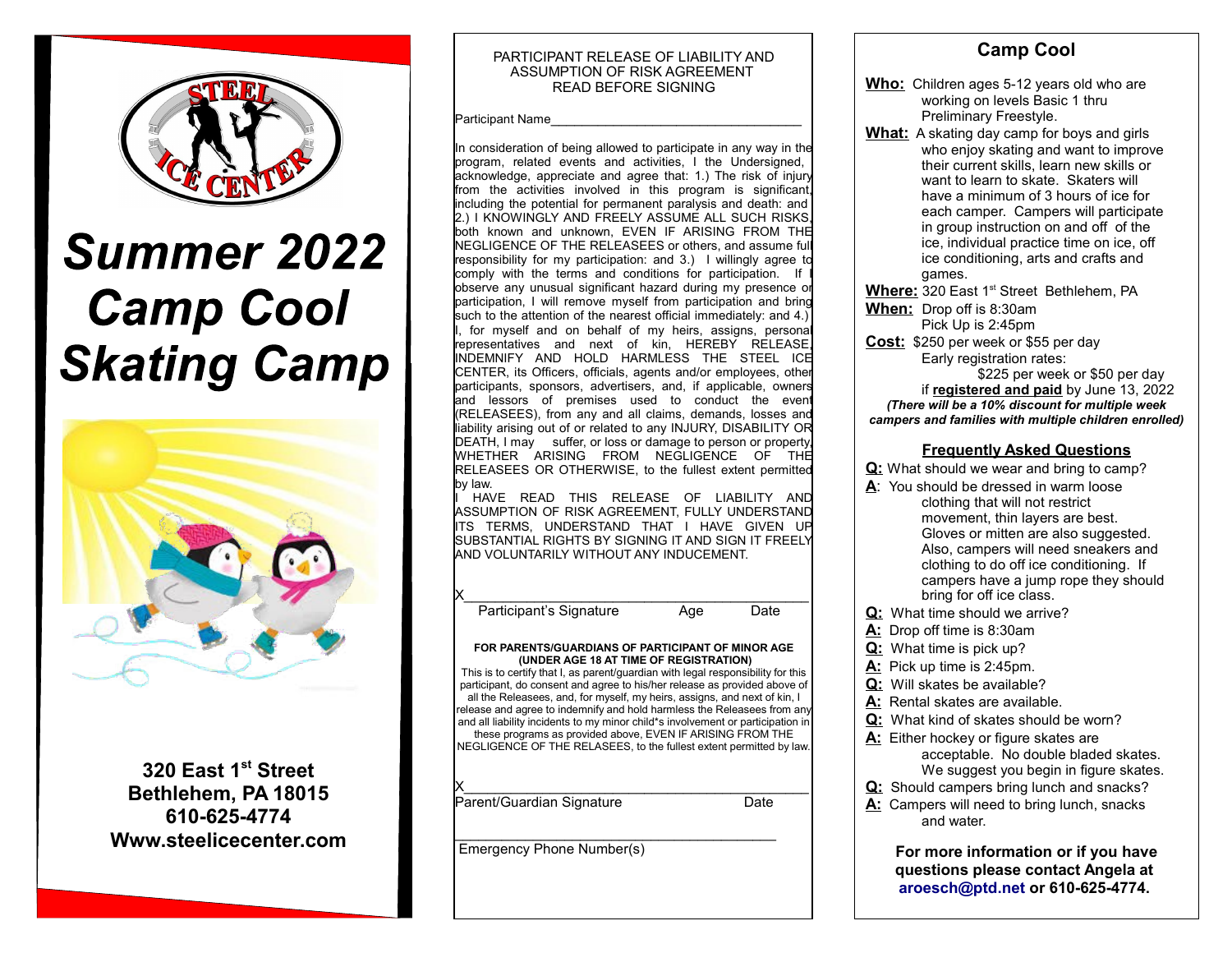# Summer 2022 Camp Cool Skating Camp

**320 East 1st Street**
**Bethlehem, PA 18015**
**610-625-4774**
**Www.steelicecenter.com**

PARTICIPANT RELEASE OF LIABILITY AND ASSUMPTION OF RISK AGREEMENT
READ BEFORE SIGNING

Participant Name_________________________________

In consideration of being allowed to participate in any way in the program, related events and activities, I the Undersigned, acknowledge, appreciate and agree that: 1.) The risk of injury from the activities involved in this program is significant, including the potential for permanent paralysis and death: and 2.) I KNOWINGLY AND FREELY ASSUME ALL SUCH RISKS, both known and unknown, EVEN IF ARISING FROM THE NEGLIGENCE OF THE RELEASEES or others, and assume full responsibility for my participation: and 3.) I willingly agree to comply with the terms and conditions for participation. If I observe any unusual significant hazard during my presence or participation, I will remove myself from participation and bring such to the attention of the nearest official immediately: and 4.) I, for myself and on behalf of my heirs, assigns, personal representatives and next of kin, HEREBY RELEASE, INDEMNIFY AND HOLD HARMLESS THE STEEL ICE CENTER, its Officers, officials, agents and/or employees, other participants, sponsors, advertisers, and, if applicable, owners and lessors of premises used to conduct the event (RELEASEES), from any and all claims, demands, losses and liability arising out of or related to any INJURY, DISABILITY OR DEATH, I may suffer, or loss or damage to person or property, WHETHER ARISING FROM NEGLIGENCE OF THE RELEASEES OR OTHERWISE, to the fullest extent permitted by law.

I HAVE READ THIS RELEASE OF LIABILITY AND ASSUMPTION OF RISK AGREEMENT, FULLY UNDERSTAND ITS TERMS, UNDERSTAND THAT I HAVE GIVEN UP SUBSTANTIAL RIGHTS BY SIGNING IT AND SIGN IT FREELY AND VOLUNTARILY WITHOUT ANY INDUCEMENT.

X_________________________________________
Participant's Signature Age Date

**FOR PARENTS/GUARDIANS OF PARTICIPANT OF MINOR AGE (UNDER AGE 18 AT TIME OF REGISTRATION)**

This is to certify that I, as parent/guardian with legal responsibility for this participant, do consent and agree to his/her release as provided above of all the Releasees, and, for myself, my heirs, assigns, and next of kin, I release and agree to indemnify and hold harmless the Releasees from any and all liability incidents to my minor child*s involvement or participation in these programs as provided above, EVEN IF ARISING FROM THE NEGLIGENCE OF THE RELASEES, to the fullest extent permitted by law.

X_________________________________________
Parent/Guardian Signature Date

_________________________________________
Emergency Phone Number(s)

## Camp Cool

**Who:** Children ages 5-12 years old who are working on levels Basic 1 thru Preliminary Freestyle.

**What:** A skating day camp for boys and girls who enjoy skating and want to improve their current skills, learn new skills or want to learn to skate. Skaters will have a minimum of 3 hours of ice for each camper. Campers will participate in group instruction on and off of the ice, individual practice time on ice, off ice conditioning, arts and crafts and games.

**Where:** 320 East 1st Street Bethlehem, PA

**When:** Drop off is 8:30am
Pick Up is 2:45pm

**Cost:** $250 per week or $55 per day
Early registration rates:
$225 per week or $50 per day
if **registered and paid** by June 13, 2022

***(There will be a 10% discount for multiple week campers and families with multiple children enrolled)***

### Frequently Asked Questions

**Q:** What should we wear and bring to camp?

**A**: You should be dressed in warm loose clothing that will not restrict movement, thin layers are best. Gloves or mitten are also suggested. Also, campers will need sneakers and clothing to do off ice conditioning. If campers have a jump rope they should bring for off ice class.

**Q:** What time should we arrive?

**A:** Drop off time is 8:30am

**Q:** What time is pick up?

**A:** Pick up time is 2:45pm.

**Q:** Will skates be available?

**A:** Rental skates are available.

**Q:** What kind of skates should be worn?

**A:** Either hockey or figure skates are acceptable. No double bladed skates. We suggest you begin in figure skates.

**Q:** Should campers bring lunch and snacks?

**A:** Campers will need to bring lunch, snacks and water.

**For more information or if you have questions please contact Angela at aroesch@ptd.net or 610-625-4774.**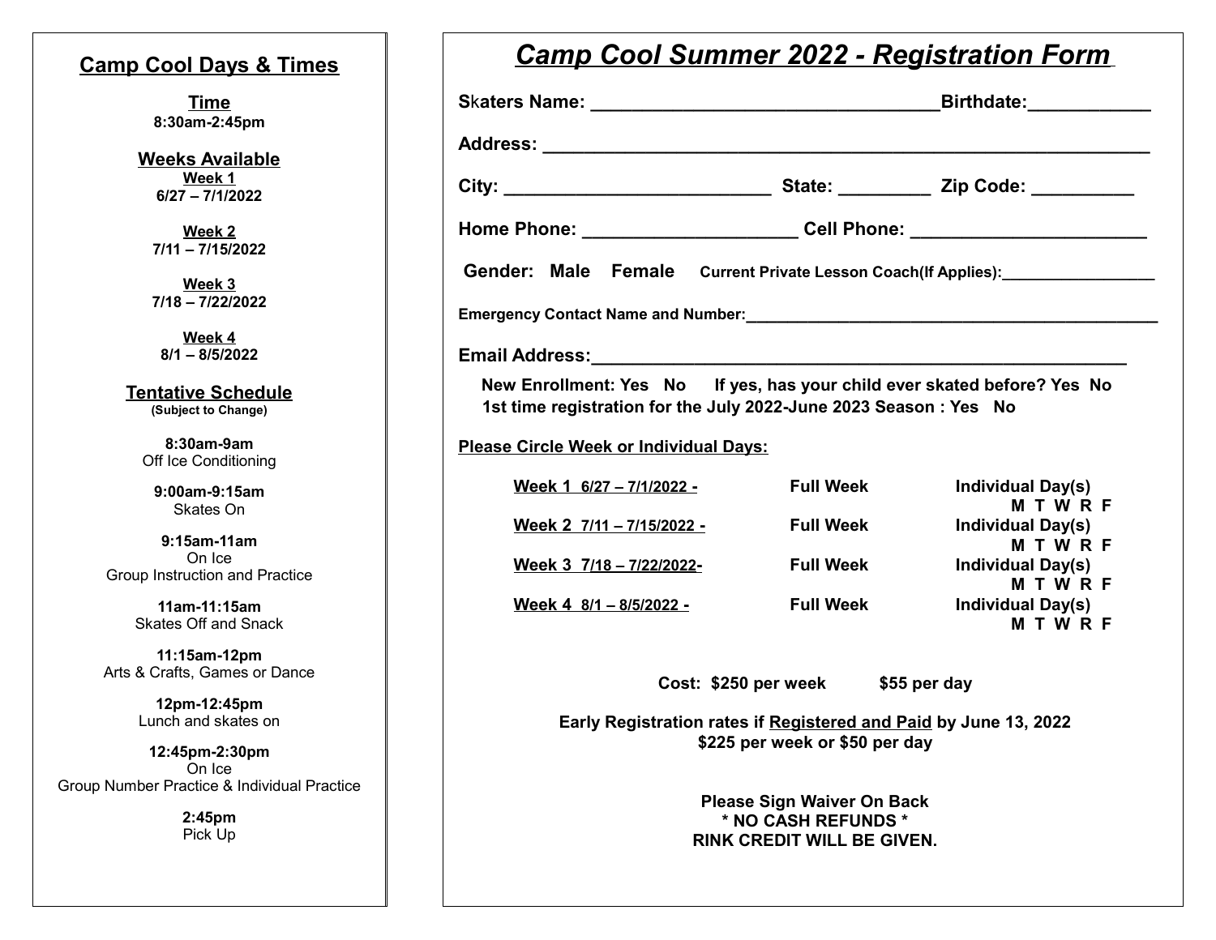## Camp Cool Days & Times

**Time**
**8:30am-2:45pm**

**Weeks Available**

**Week 1**
**6/27 – 7/1/2022**

**Week 2**
**7/11 – 7/15/2022**

**Week 3**
**7/18 – 7/22/2022**

**Week 4**
**8/1 – 8/5/2022**

**Tentative Schedule**
**(Subject to Change)**

**8:30am-9am**
Off Ice Conditioning

**9:00am-9:15am**
Skates On

**9:15am-11am**
On Ice
Group Instruction and Practice

**11am-11:15am**
Skates Off and Snack

**11:15am-12pm**
Arts & Crafts, Games or Dance

**12pm-12:45pm**
Lunch and skates on

**12:45pm-2:30pm**
On Ice
Group Number Practice & Individual Practice

**2:45pm**
Pick Up

# *Camp Cool Summer 2022 - Registration Form*

**Skaters Name: ________________________________ Birthdate: ___________**

**Address: ____________________________________________________________**

**City: __________________________ State: _________ Zip Code: __________**

**Home Phone: ____________________ Cell Phone: _______________________**

**Gender: Male Female** **Current Private Lesson Coach(If Applies):_________________**

**Emergency Contact Name and Number:____________________________________________**

**Email Address:______________________________________________________**

**New Enrollment: Yes No If yes, has your child ever skated before? Yes No**
**1st time registration for the July 2022-June 2023 Season : Yes No**

**Please Circle Week or Individual Days:**

| | | |
|---|---|---|
| **Week 1 6/27 – 7/1/2022 -** | **Full Week** | **Individual Day(s)** **M T W R F** |
| **Week 2 7/11 – 7/15/2022 -** | **Full Week** | **Individual Day(s)** **M T W R F** |
| **Week 3 7/18 – 7/22/2022-** | **Full Week** | **Individual Day(s)** **M T W R F** |
| **Week 4 8/1 – 8/5/2022 -** | **Full Week** | **Individual Day(s)** **M T W R F** |

**Cost: $250 per week $55 per day**

**Early Registration rates if Registered and Paid by June 13, 2022**
**$225 per week or $50 per day**

**Please Sign Waiver On Back**
**\* NO CASH REFUNDS \***
**RINK CREDIT WILL BE GIVEN.**